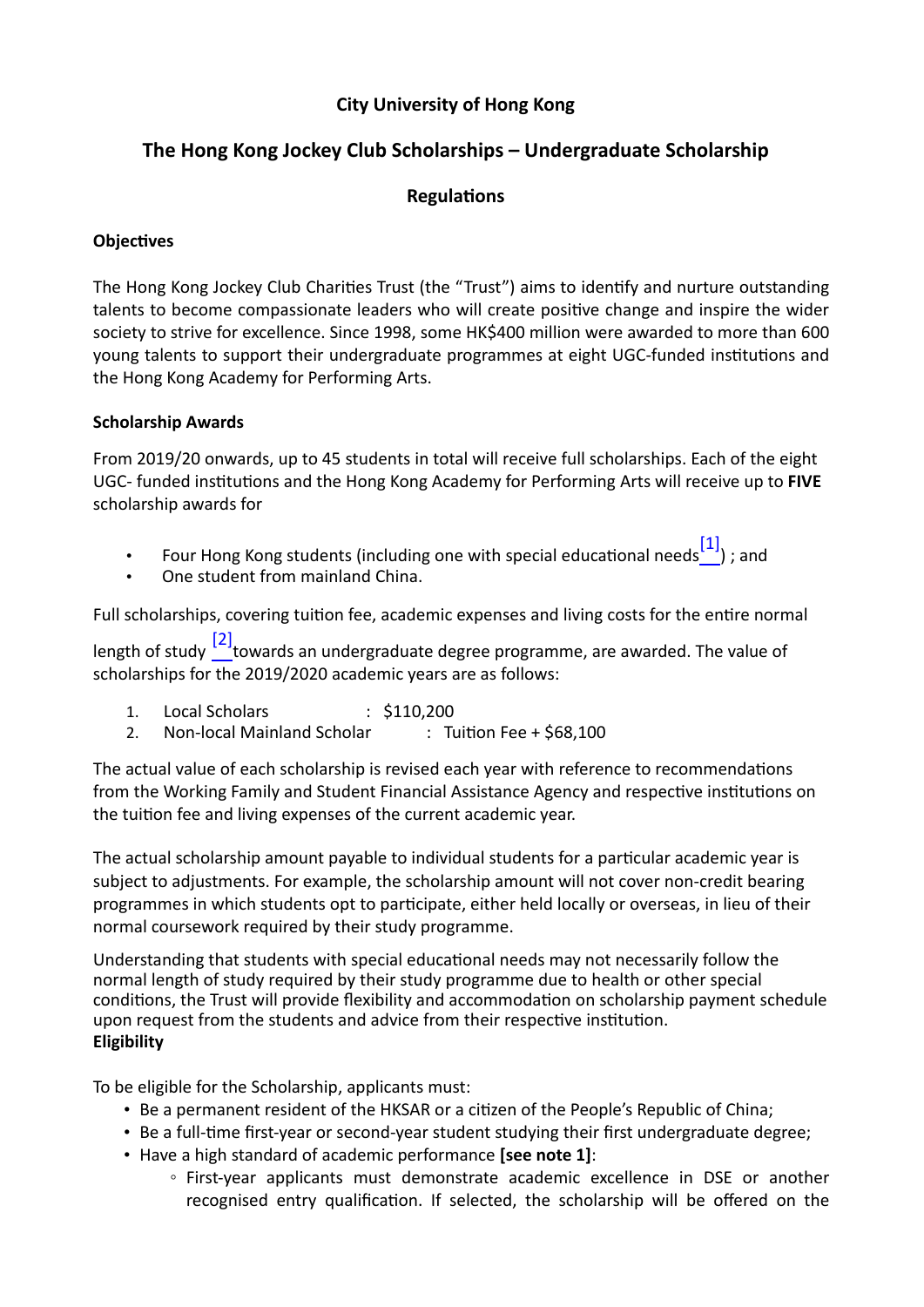**City University of Hong Kong**

# The Hong Kong Jockey Club Scholarships – Undergraduate Scholarship

## Regulations

### Objectives

The Hong Kong Jockey Club Charities Trust (the "Trust") aims to identify and nurture outstanding talents to become compassionate leaders who will create positive change and inspire the wider society to strive for excellence. Since 1998, some HK$400 million were awarded to more than 600 young talents to support their undergraduate programmes at eight UGC-funded institutions and the Hong Kong Academy for Performing Arts.

### Scholarship Awards

From 2019/20 onwards, up to 45 students in total will receive full scholarships. Each of the eight UGC- funded institutions and the Hong Kong Academy for Performing Arts will receive up to **FIVE** scholarship awards for

- Four Hong Kong students (including one with special educational needs[1]) ; and
- One student from mainland China.

Full scholarships, covering tuition fee, academic expenses and living costs for the entire normal length of study [2] towards an undergraduate degree programme, are awarded. The value of scholarships for the 2019/2020 academic years are as follows:

1. Local Scholars : $110,200
2. Non-local Mainland Scholar : Tuition Fee + $68,100

The actual value of each scholarship is revised each year with reference to recommendations from the Working Family and Student Financial Assistance Agency and respective institutions on the tuition fee and living expenses of the current academic year.

The actual scholarship amount payable to individual students for a particular academic year is subject to adjustments. For example, the scholarship amount will not cover non-credit bearing programmes in which students opt to participate, either held locally or overseas, in lieu of their normal coursework required by their study programme.

Understanding that students with special educational needs may not necessarily follow the normal length of study required by their study programme due to health or other special conditions, the Trust will provide flexibility and accommodation on scholarship payment schedule upon request from the students and advice from their respective institution.

### Eligibility

To be eligible for the Scholarship, applicants must:

- Be a permanent resident of the HKSAR or a citizen of the People's Republic of China;
- Be a full-time first-year or second-year student studying their first undergraduate degree;
- Have a high standard of academic performance **[see note 1]**:
  - First-year applicants must demonstrate academic excellence in DSE or another recognised entry qualification. If selected, the scholarship will be offered on the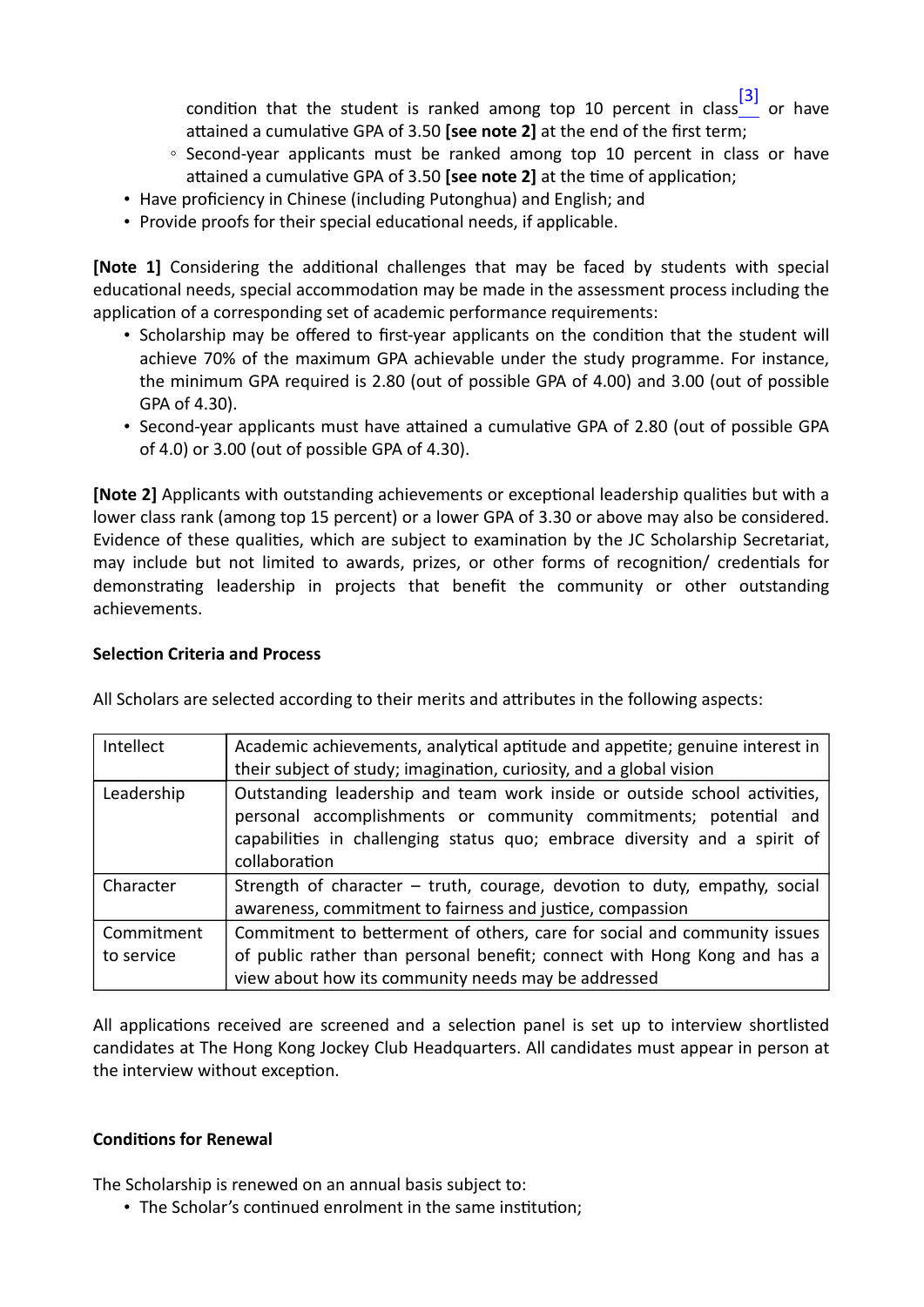condition that the student is ranked among top 10 percent in class[3] or have attained a cumulative GPA of 3.50 **[see note 2]** at the end of the first term;
   - Second-year applicants must be ranked among top 10 percent in class or have attained a cumulative GPA of 3.50 **[see note 2]** at the time of application;
- Have proficiency in Chinese (including Putonghua) and English; and
- Provide proofs for their special educational needs, if applicable.

**[Note 1]** Considering the additional challenges that may be faced by students with special educational needs, special accommodation may be made in the assessment process including the application of a corresponding set of academic performance requirements:

- Scholarship may be offered to first-year applicants on the condition that the student will achieve 70% of the maximum GPA achievable under the study programme. For instance, the minimum GPA required is 2.80 (out of possible GPA of 4.00) and 3.00 (out of possible GPA of 4.30).
- Second-year applicants must have attained a cumulative GPA of 2.80 (out of possible GPA of 4.0) or 3.00 (out of possible GPA of 4.30).

**[Note 2]** Applicants with outstanding achievements or exceptional leadership qualities but with a lower class rank (among top 15 percent) or a lower GPA of 3.30 or above may also be considered. Evidence of these qualities, which are subject to examination by the JC Scholarship Secretariat, may include but not limited to awards, prizes, or other forms of recognition/ credentials for demonstrating leadership in projects that benefit the community or other outstanding achievements.

**Selection Criteria and Process**

All Scholars are selected according to their merits and attributes in the following aspects:

| | |
|---|---|
| Intellect | Academic achievements, analytical aptitude and appetite; genuine interest in their subject of study; imagination, curiosity, and a global vision |
| Leadership | Outstanding leadership and team work inside or outside school activities, personal accomplishments or community commitments; potential and capabilities in challenging status quo; embrace diversity and a spirit of collaboration |
| Character | Strength of character – truth, courage, devotion to duty, empathy, social awareness, commitment to fairness and justice, compassion |
| Commitment to service | Commitment to betterment of others, care for social and community issues of public rather than personal benefit; connect with Hong Kong and has a view about how its community needs may be addressed |

All applications received are screened and a selection panel is set up to interview shortlisted candidates at The Hong Kong Jockey Club Headquarters. All candidates must appear in person at the interview without exception.

**Conditions for Renewal**

The Scholarship is renewed on an annual basis subject to:

- The Scholar's continued enrolment in the same institution;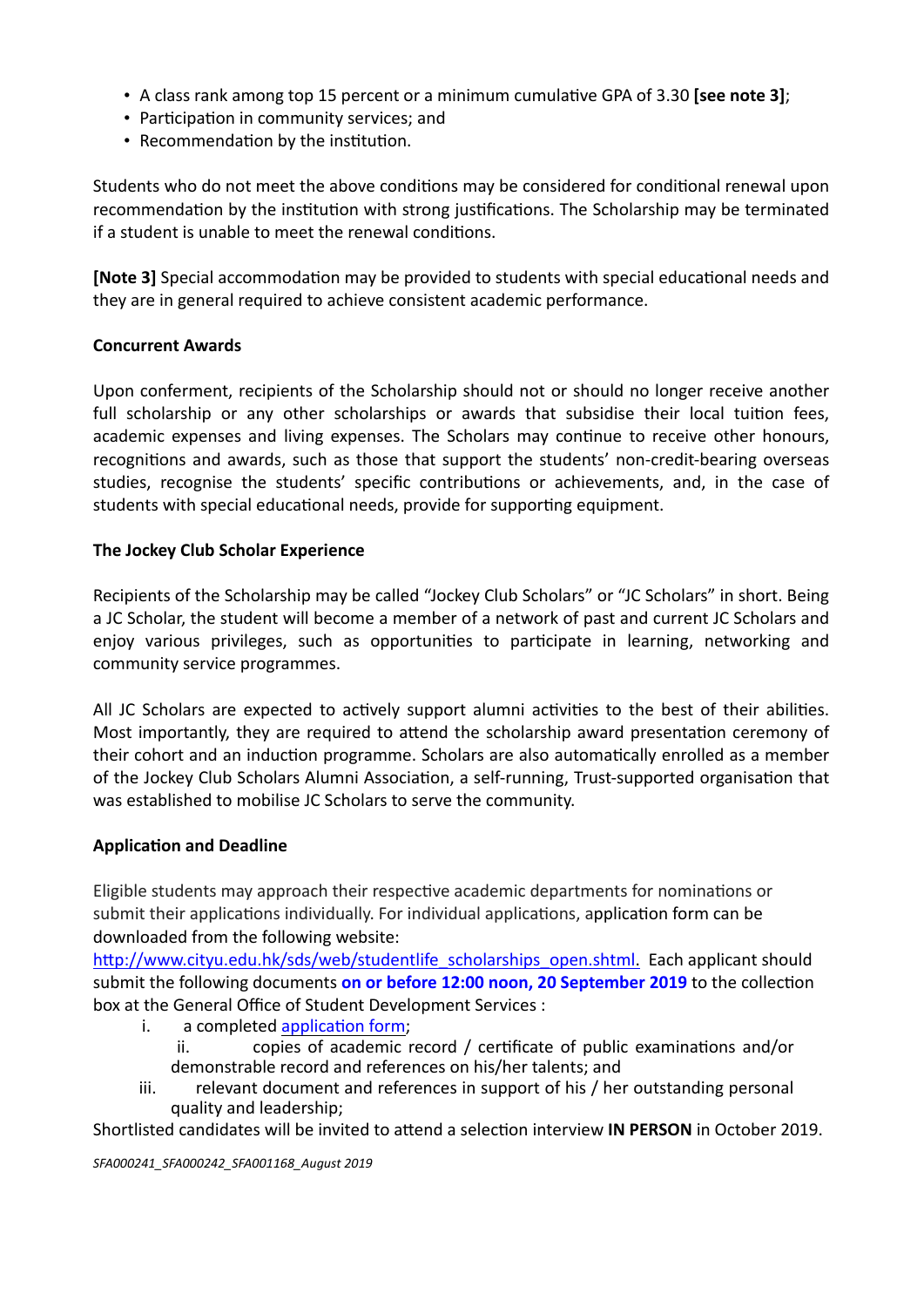- A class rank among top 15 percent or a minimum cumulative GPA of 3.30 **[see note 3]**;
- Participation in community services; and
- Recommendation by the institution.

Students who do not meet the above conditions may be considered for conditional renewal upon recommendation by the institution with strong justifications. The Scholarship may be terminated if a student is unable to meet the renewal conditions.

**[Note 3]** Special accommodation may be provided to students with special educational needs and they are in general required to achieve consistent academic performance.

**Concurrent Awards**

Upon conferment, recipients of the Scholarship should not or should no longer receive another full scholarship or any other scholarships or awards that subsidise their local tuition fees, academic expenses and living expenses. The Scholars may continue to receive other honours, recognitions and awards, such as those that support the students' non-credit-bearing overseas studies, recognise the students' specific contributions or achievements, and, in the case of students with special educational needs, provide for supporting equipment.

**The Jockey Club Scholar Experience**

Recipients of the Scholarship may be called "Jockey Club Scholars" or "JC Scholars" in short. Being a JC Scholar, the student will become a member of a network of past and current JC Scholars and enjoy various privileges, such as opportunities to participate in learning, networking and community service programmes.

All JC Scholars are expected to actively support alumni activities to the best of their abilities. Most importantly, they are required to attend the scholarship award presentation ceremony of their cohort and an induction programme. Scholars are also automatically enrolled as a member of the Jockey Club Scholars Alumni Association, a self-running, Trust-supported organisation that was established to mobilise JC Scholars to serve the community.

**Application and Deadline**

Eligible students may approach their respective academic departments for nominations or submit their applications individually. For individual applications, application form can be downloaded from the following website:
http://www.cityu.edu.hk/sds/web/studentlife_scholarships_open.shtml. Each applicant should submit the following documents **on or before 12:00 noon, 20 September 2019** to the collection box at the General Office of Student Development Services :

1. a completed application form;
2. copies of academic record / certificate of public examinations and/or demonstrable record and references on his/her talents; and
3. relevant document and references in support of his / her outstanding personal quality and leadership;

Shortlisted candidates will be invited to attend a selection interview **IN PERSON** in October 2019.

*SFA000241_SFA000242_SFA001168_August 2019*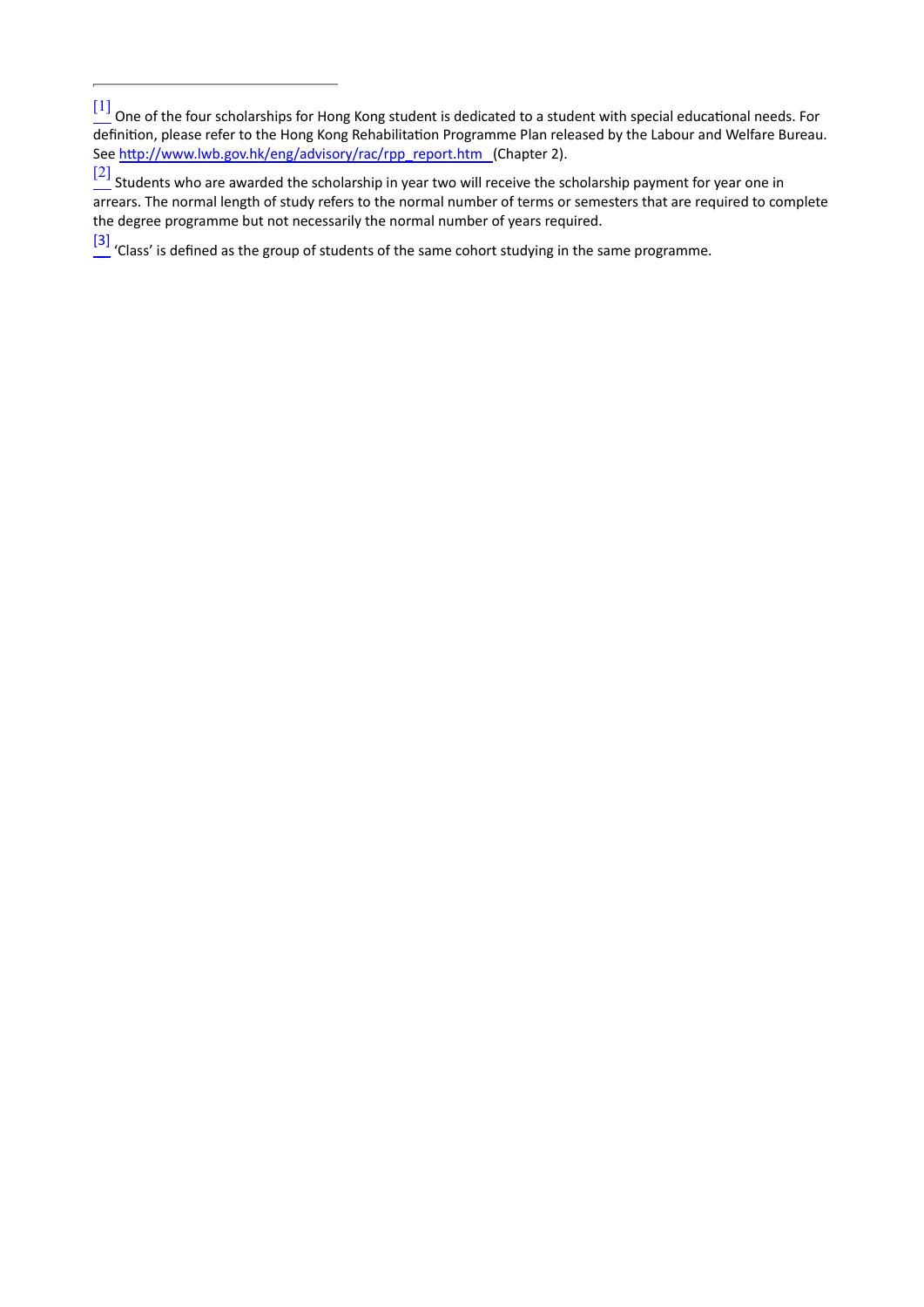---

[1] One of the four scholarships for Hong Kong student is dedicated to a student with special educational needs. For definition, please refer to the Hong Kong Rehabilitation Programme Plan released by the Labour and Welfare Bureau. See http://www.lwb.gov.hk/eng/advisory/rac/rpp_report.htm (Chapter 2).

[2] Students who are awarded the scholarship in year two will receive the scholarship payment for year one in arrears. The normal length of study refers to the normal number of terms or semesters that are required to complete the degree programme but not necessarily the normal number of years required.

[3] 'Class' is defined as the group of students of the same cohort studying in the same programme.